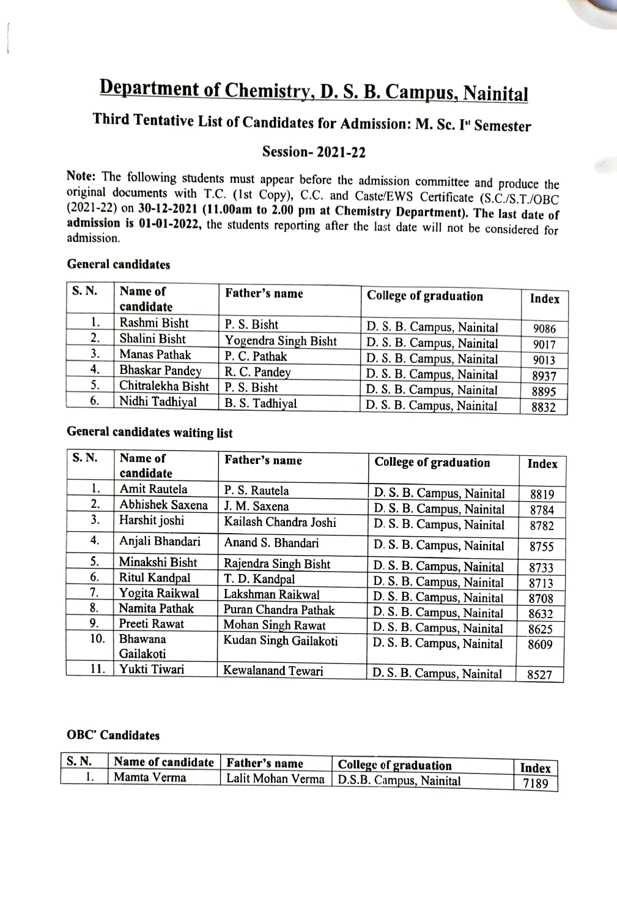# Department of Chemistry, D. S. B. Campus, Nainital

## Third Tentative List of Candidates for Admission: M. Sc. I[st] Semester

## Session- 2021-22

**Note:** The following students must appear before the admission committee and produce the original documents with T.C. (1st Copy), C.C. and Caste/EWS Certificate (S.C./S.T./OBC (2021-22) on **30-12-2021 (11.00am to 2.00 pm at Chemistry Department). The last date of admission is 01-01-2022,** the students reporting after the last date will not be considered for admission.

**General candidates**

| S. N. | Name of candidate | Father's name | College of graduation | Index |
|---|---|---|---|---|
| 1. | Rashmi Bisht | P. S. Bisht | D. S. B. Campus, Nainital | 9086 |
| 2. | Shalini Bisht | Yogendra Singh Bisht | D. S. B. Campus, Nainital | 9017 |
| 3. | Manas Pathak | P. C. Pathak | D. S. B. Campus, Nainital | 9013 |
| 4. | Bhaskar Pandey | R. C. Pandey | D. S. B. Campus, Nainital | 8937 |
| 5. | Chitralekha Bisht | P. S. Bisht | D. S. B. Campus, Nainital | 8895 |
| 6. | Nidhi Tadhiyal | B. S. Tadhiyal | D. S. B. Campus, Nainital | 8832 |

**General candidates waiting list**

| S. N. | Name of candidate | Father's name | College of graduation | Index |
|---|---|---|---|---|
| 1. | Amit Rautela | P. S. Rautela | D. S. B. Campus, Nainital | 8819 |
| 2. | Abhishek Saxena | J. M. Saxena | D. S. B. Campus, Nainital | 8784 |
| 3. | Harshit joshi | Kailash Chandra Joshi | D. S. B. Campus, Nainital | 8782 |
| 4. | Anjali Bhandari | Anand S. Bhandari | D. S. B. Campus, Nainital | 8755 |
| 5. | Minakshi Bisht | Rajendra Singh Bisht | D. S. B. Campus, Nainital | 8733 |
| 6. | Ritul Kandpal | T. D. Kandpal | D. S. B. Campus, Nainital | 8713 |
| 7. | Yogita Raikwal | Lakshman Raikwal | D. S. B. Campus, Nainital | 8708 |
| 8. | Namita Pathak | Puran Chandra Pathak | D. S. B. Campus, Nainital | 8632 |
| 9. | Preeti Rawat | Mohan Singh Rawat | D. S. B. Campus, Nainital | 8625 |
| 10. | Bhawana Gailakoti | Kudan Singh Gailakoti | D. S. B. Campus, Nainital | 8609 |
| 11. | Yukti Tiwari | Kewalanand Tewari | D. S. B. Campus, Nainital | 8527 |

**OBC* Candidates**

| S. N. | Name of candidate | Father's name | College of graduation | Index |
|---|---|---|---|---|
| 1. | Mamta Verma | Lalit Mohan Verma | D.S.B. Campus, Nainital | 7189 |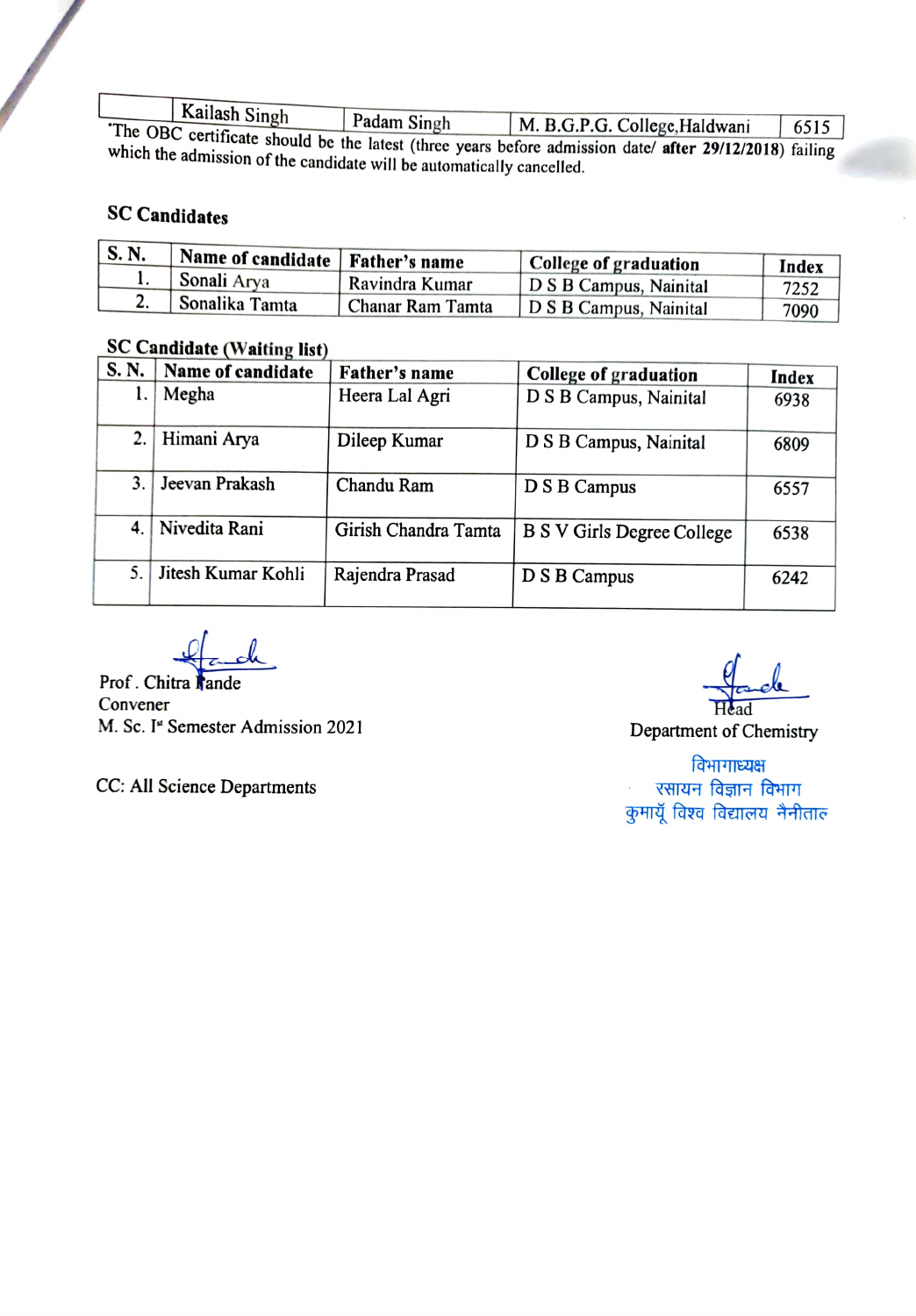| | | | | |
|---|---|---|---|---|
| | Kailash Singh | Padam Singh | M. B.G.P.G. College,Haldwani | 6515 |

*The OBC certificate should be the latest (three years before admission date/ **after 29/12/2018**) failing which the admission of the candidate will be automatically cancelled.

## SC Candidates

| S. N. | Name of candidate | Father's name | College of graduation | Index |
|---|---|---|---|---|
| 1. | Sonali Arya | Ravindra Kumar | D S B Campus, Nainital | 7252 |
| 2. | Sonalika Tamta | Chanar Ram Tamta | D S B Campus, Nainital | 7090 |

## SC Candidate (Waiting list)

| S. N. | Name of candidate | Father's name | College of graduation | Index |
|---|---|---|---|---|
| 1. | Megha | Heera Lal Agri | D S B Campus, Nainital | 6938 |
| 2. | Himani Arya | Dileep Kumar | D S B Campus, Nainital | 6809 |
| 3. | Jeevan Prakash | Chandu Ram | D S B Campus | 6557 |
| 4. | Nivedita Rani | Girish Chandra Tamta | B S V Girls Degree College | 6538 |
| 5. | Jitesh Kumar Kohli | Rajendra Prasad | D S B Campus | 6242 |

Prof . Chitra Pande
Convener
M. Sc. I[st] Semester Admission 2021

Head
Department of Chemistry

विभागाध्यक्ष
रसायन विज्ञान विभाग
कुमायूँ विश्व विद्यालय नैनीताल

CC: All Science Departments